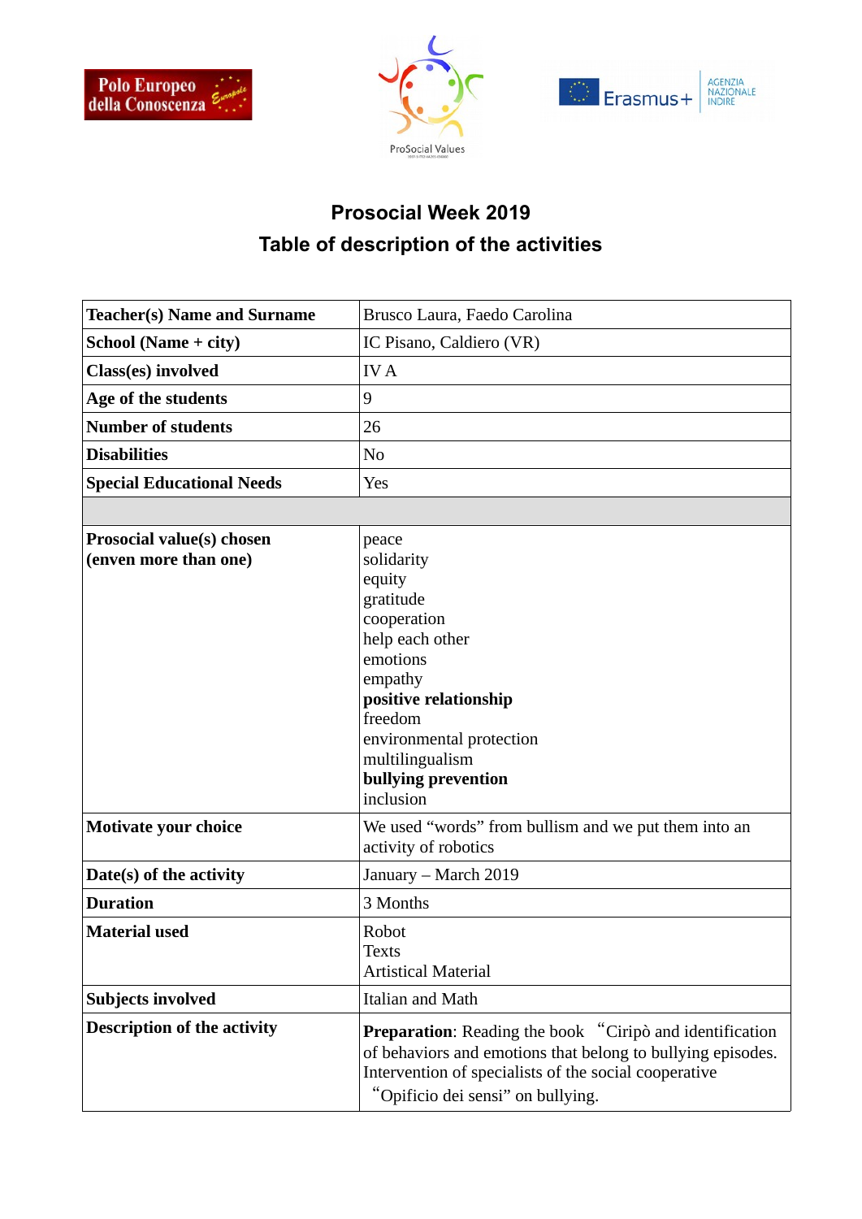# Prosocial Week 2019

## Table of description of the activities

| **Teacher(s) Name and Surname** | Brusco Laura, Faedo Carolina |
|---|---|
| **School (Name + city)** | IC Pisano, Caldiero (VR) |
| **Class(es) involved** | IV A |
| **Age of the students** | 9 |
| **Number of students** | 26 |
| **Disabilities** | No |
| **Special Educational Needs** | Yes |
| | |
| **Prosocial value(s) chosen (enven more than one)** | peace<br>solidarity<br>equity<br>gratitude<br>cooperation<br>help each other<br>emotions<br>empathy<br>**positive relationship**<br>freedom<br>environmental protection<br>multilingualism<br>**bullying prevention**<br>inclusion |
| **Motivate your choice** | We used “words” from bullism and we put them into an activity of robotics |
| **Date(s) of the activity** | January – March 2019 |
| **Duration** | 3 Months |
| **Material used** | Robot<br>Texts<br>Artistical Material |
| **Subjects involved** | Italian and Math |
| **Description of the activity** | **Preparation**: Reading the book “Ciripò and identification of behaviors and emotions that belong to bullying episodes. Intervention of specialists of the social cooperative “Opificio dei sensi” on bullying. |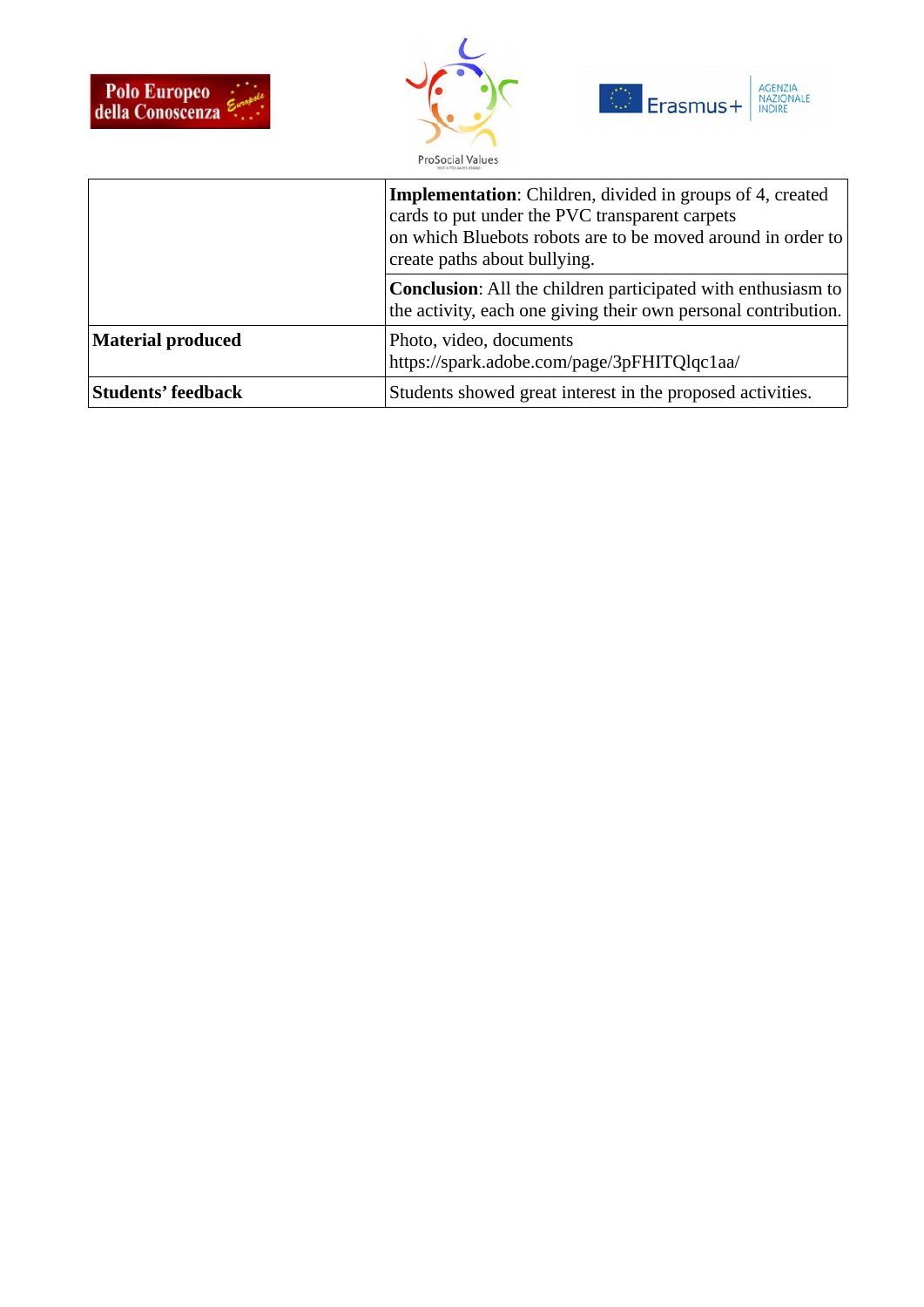| | |
|---|---|
| | **Implementation**: Children, divided in groups of 4, created cards to put under the PVC transparent carpets on which Bluebots robots are to be moved around in order to create paths about bullying. |
| | **Conclusion**: All the children participated with enthusiasm to the activity, each one giving their own personal contribution. |
| **Material produced** | Photo, video, documents https://spark.adobe.com/page/3pFHITQlqc1aa/ |
| **Students' feedback** | Students showed great interest in the proposed activities. |